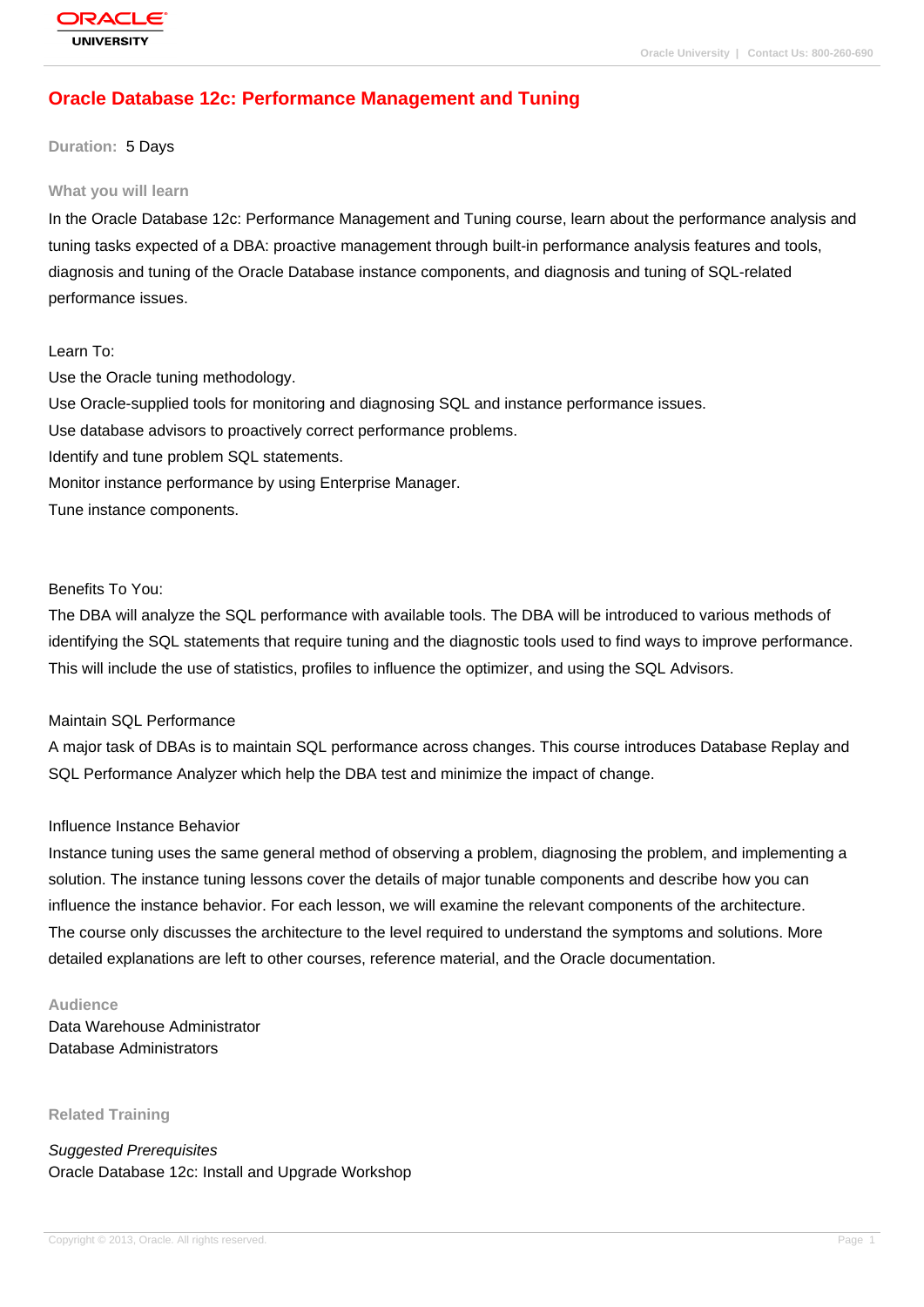# Oracle Database 12c: Performance Management and Tuning

**Duration:** 5 Days

## What you will learn

In the Oracle Database 12c: Performance Management and Tuning course, learn about the performance analysis and tuning tasks expected of a DBA: proactive management through built-in performance analysis features and tools, diagnosis and tuning of the Oracle Database instance components, and diagnosis and tuning of SQL-related performance issues.

Learn To:

Use the Oracle tuning methodology.

Use Oracle-supplied tools for monitoring and diagnosing SQL and instance performance issues.

Use database advisors to proactively correct performance problems.

Identify and tune problem SQL statements.

Monitor instance performance by using Enterprise Manager.

Tune instance components.

Benefits To You:

The DBA will analyze the SQL performance with available tools. The DBA will be introduced to various methods of identifying the SQL statements that require tuning and the diagnostic tools used to find ways to improve performance. This will include the use of statistics, profiles to influence the optimizer, and using the SQL Advisors.

Maintain SQL Performance

A major task of DBAs is to maintain SQL performance across changes. This course introduces Database Replay and SQL Performance Analyzer which help the DBA test and minimize the impact of change.

Influence Instance Behavior

Instance tuning uses the same general method of observing a problem, diagnosing the problem, and implementing a solution. The instance tuning lessons cover the details of major tunable components and describe how you can influence the instance behavior. For each lesson, we will examine the relevant components of the architecture. The course only discusses the architecture to the level required to understand the symptoms and solutions. More detailed explanations are left to other courses, reference material, and the Oracle documentation.

## Audience

Data Warehouse Administrator
Database Administrators

## Related Training

*Suggested Prerequisites*
Oracle Database 12c: Install and Upgrade Workshop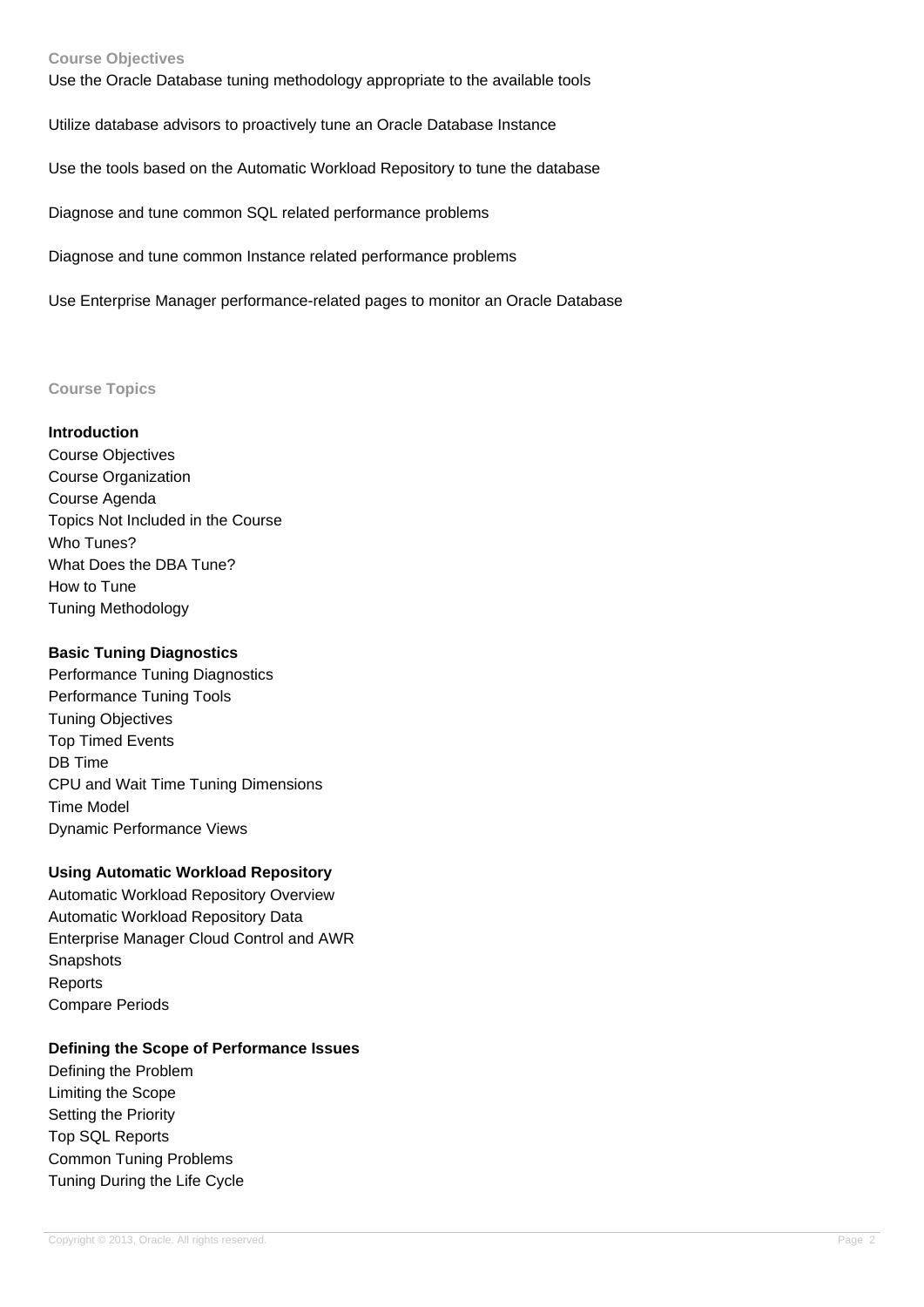## Course Objectives

Use the Oracle Database tuning methodology appropriate to the available tools

Utilize database advisors to proactively tune an Oracle Database Instance

Use the tools based on the Automatic Workload Repository to tune the database

Diagnose and tune common SQL related performance problems

Diagnose and tune common Instance related performance problems

Use Enterprise Manager performance-related pages to monitor an Oracle Database

## Course Topics

### Introduction

Course Objectives
Course Organization
Course Agenda
Topics Not Included in the Course
Who Tunes?
What Does the DBA Tune?
How to Tune
Tuning Methodology

### Basic Tuning Diagnostics

Performance Tuning Diagnostics
Performance Tuning Tools
Tuning Objectives
Top Timed Events
DB Time
CPU and Wait Time Tuning Dimensions
Time Model
Dynamic Performance Views

### Using Automatic Workload Repository

Automatic Workload Repository Overview
Automatic Workload Repository Data
Enterprise Manager Cloud Control and AWR
Snapshots
Reports
Compare Periods

### Defining the Scope of Performance Issues

Defining the Problem
Limiting the Scope
Setting the Priority
Top SQL Reports
Common Tuning Problems
Tuning During the Life Cycle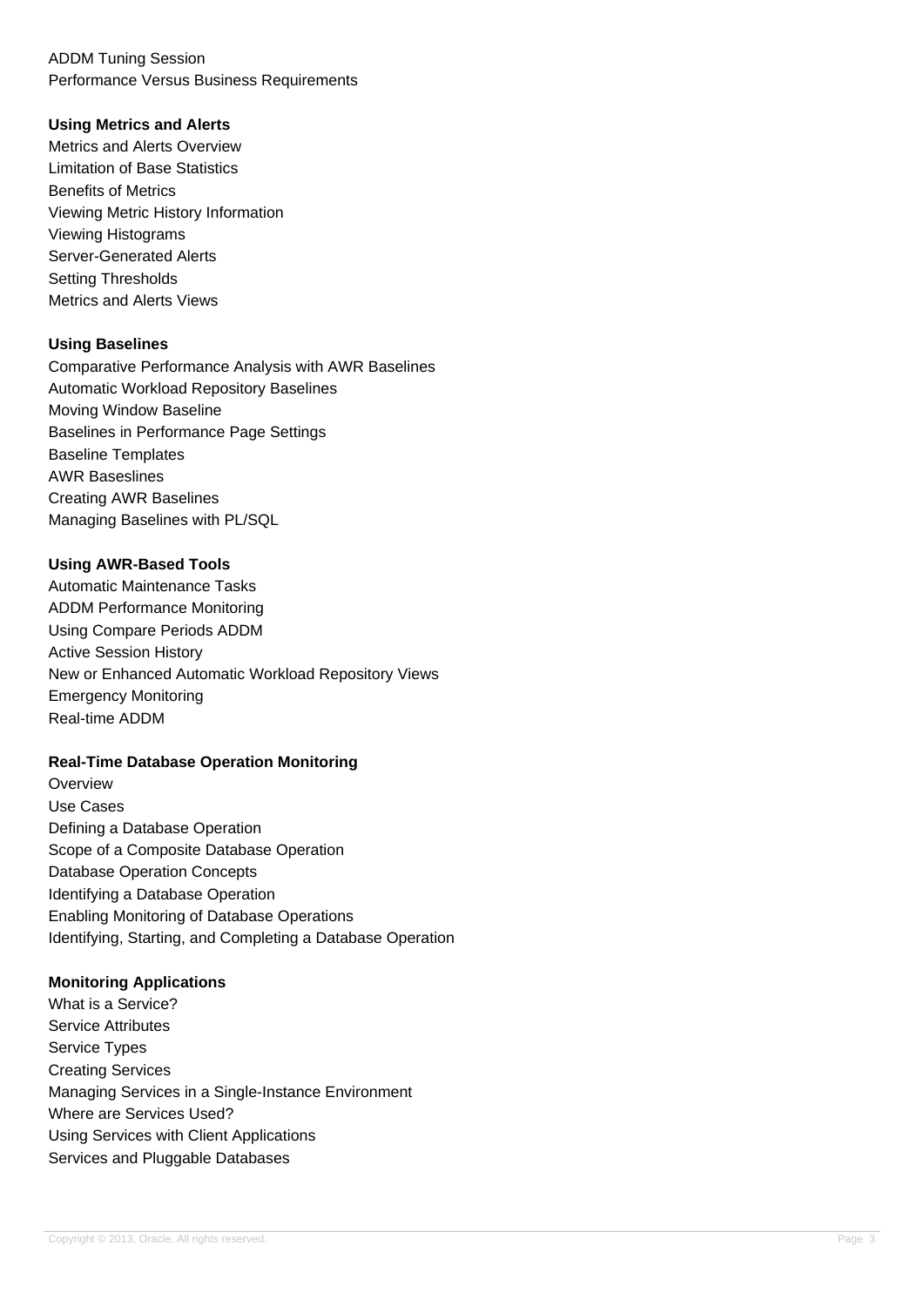ADDM Tuning Session
Performance Versus Business Requirements

**Using Metrics and Alerts**

Metrics and Alerts Overview
Limitation of Base Statistics
Benefits of Metrics
Viewing Metric History Information
Viewing Histograms
Server-Generated Alerts
Setting Thresholds
Metrics and Alerts Views

**Using Baselines**

Comparative Performance Analysis with AWR Baselines
Automatic Workload Repository Baselines
Moving Window Baseline
Baselines in Performance Page Settings
Baseline Templates
AWR Baseslines
Creating AWR Baselines
Managing Baselines with PL/SQL

**Using AWR-Based Tools**

Automatic Maintenance Tasks
ADDM Performance Monitoring
Using Compare Periods ADDM
Active Session History
New or Enhanced Automatic Workload Repository Views
Emergency Monitoring
Real-time ADDM

**Real-Time Database Operation Monitoring**

Overview
Use Cases
Defining a Database Operation
Scope of a Composite Database Operation
Database Operation Concepts
Identifying a Database Operation
Enabling Monitoring of Database Operations
Identifying, Starting, and Completing a Database Operation

**Monitoring Applications**

What is a Service?
Service Attributes
Service Types
Creating Services
Managing Services in a Single-Instance Environment
Where are Services Used?
Using Services with Client Applications
Services and Pluggable Databases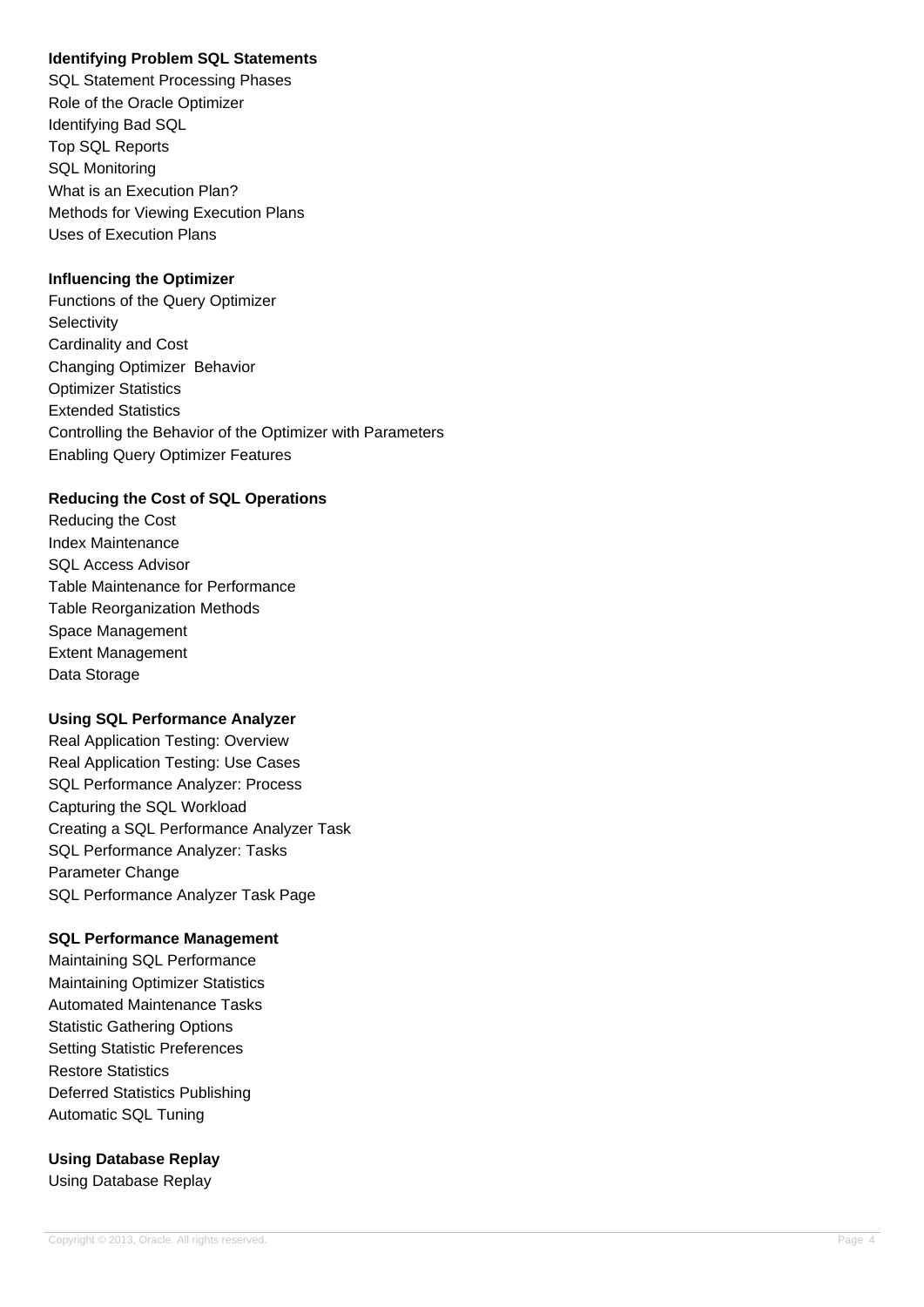**Identifying Problem SQL Statements**

SQL Statement Processing Phases
Role of the Oracle Optimizer
Identifying Bad SQL
Top SQL Reports
SQL Monitoring
What is an Execution Plan?
Methods for Viewing Execution Plans
Uses of Execution Plans

**Influencing the Optimizer**

Functions of the Query Optimizer
Selectivity
Cardinality and Cost
Changing Optimizer Behavior
Optimizer Statistics
Extended Statistics
Controlling the Behavior of the Optimizer with Parameters
Enabling Query Optimizer Features

**Reducing the Cost of SQL Operations**

Reducing the Cost
Index Maintenance
SQL Access Advisor
Table Maintenance for Performance
Table Reorganization Methods
Space Management
Extent Management
Data Storage

**Using SQL Performance Analyzer**

Real Application Testing: Overview
Real Application Testing: Use Cases
SQL Performance Analyzer: Process
Capturing the SQL Workload
Creating a SQL Performance Analyzer Task
SQL Performance Analyzer: Tasks
Parameter Change
SQL Performance Analyzer Task Page

**SQL Performance Management**

Maintaining SQL Performance
Maintaining Optimizer Statistics
Automated Maintenance Tasks
Statistic Gathering Options
Setting Statistic Preferences
Restore Statistics
Deferred Statistics Publishing
Automatic SQL Tuning

**Using Database Replay**

Using Database Replay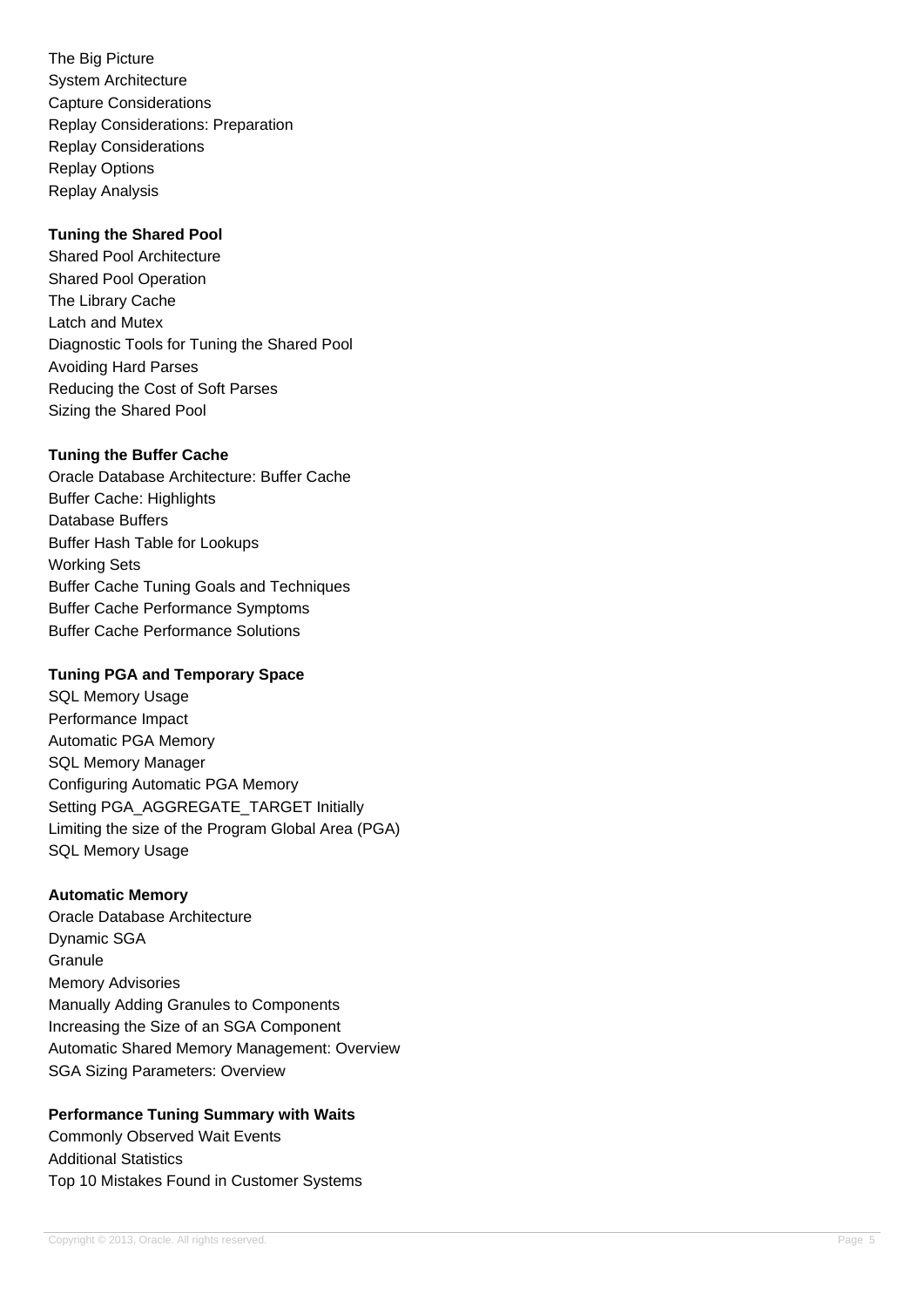The Big Picture
System Architecture
Capture Considerations
Replay Considerations: Preparation
Replay Considerations
Replay Options
Replay Analysis

**Tuning the Shared Pool**

Shared Pool Architecture
Shared Pool Operation
The Library Cache
Latch and Mutex
Diagnostic Tools for Tuning the Shared Pool
Avoiding Hard Parses
Reducing the Cost of Soft Parses
Sizing the Shared Pool

**Tuning the Buffer Cache**

Oracle Database Architecture: Buffer Cache
Buffer Cache: Highlights
Database Buffers
Buffer Hash Table for Lookups
Working Sets
Buffer Cache Tuning Goals and Techniques
Buffer Cache Performance Symptoms
Buffer Cache Performance Solutions

**Tuning PGA and Temporary Space**

SQL Memory Usage
Performance Impact
Automatic PGA Memory
SQL Memory Manager
Configuring Automatic PGA Memory
Setting PGA_AGGREGATE_TARGET Initially
Limiting the size of the Program Global Area (PGA)
SQL Memory Usage

**Automatic Memory**

Oracle Database Architecture
Dynamic SGA
Granule
Memory Advisories
Manually Adding Granules to Components
Increasing the Size of an SGA Component
Automatic Shared Memory Management: Overview
SGA Sizing Parameters: Overview

**Performance Tuning Summary with Waits**

Commonly Observed Wait Events
Additional Statistics
Top 10 Mistakes Found in Customer Systems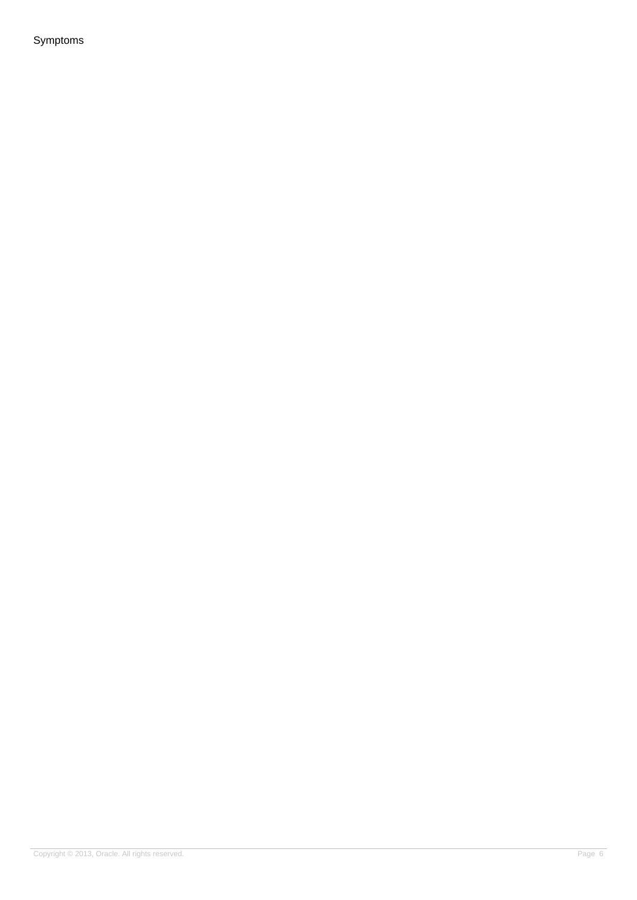Symptoms